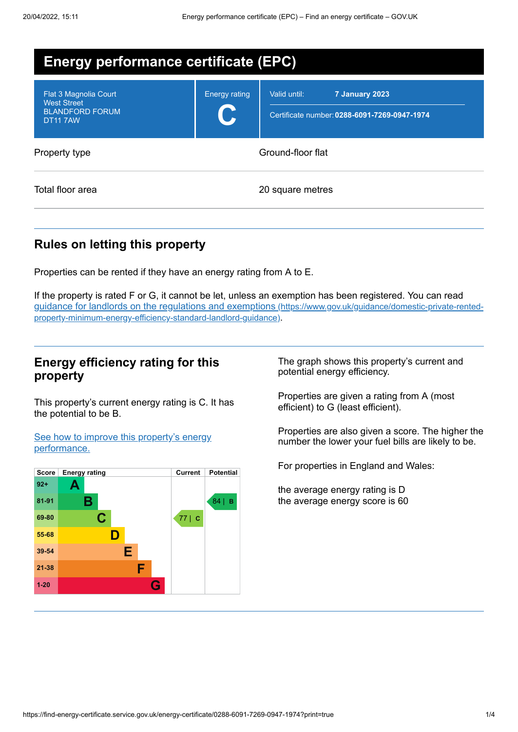# Energy performance certificate (EPC)

| Flat 3 Magnolia Court<br>West Street<br>BLANDFORD FORUM<br>DT11 7AW | Energy rating<br>**C** | Valid until: **7 January 2023**<br>Certificate number: **0288-6091-7269-0947-1974** |
|---|---|---|

| | |
|---|---|
| Property type | Ground-floor flat |
| Total floor area | 20 square metres |

## Rules on letting this property

Properties can be rented if they have an energy rating from A to E.

If the property is rated F or G, it cannot be let, unless an exemption has been registered. You can read [guidance for landlords on the regulations and exemptions (https://www.gov.uk/guidance/domestic-private-rented-property-minimum-energy-efficiency-standard-landlord-guidance)](https://www.gov.uk/guidance/domestic-private-rented-property-minimum-energy-efficiency-standard-landlord-guidance).

## Energy efficiency rating for this property

This property's current energy rating is C. It has the potential to be B.

[See how to improve this property's energy performance.]()

| Score | Energy rating | Current | Potential |
|---|---|---|---|
| 92+ | A | | |
| 81-91 | B | | 84 \| B |
| 69-80 | C | 77 \| C | |
| 55-68 | D | | |
| 39-54 | E | | |
| 21-38 | F | | |
| 1-20 | G | | |

The graph shows this property's current and potential energy efficiency.

Properties are given a rating from A (most efficient) to G (least efficient).

Properties are also given a score. The higher the number the lower your fuel bills are likely to be.

For properties in England and Wales:

the average energy rating is D
the average energy score is 60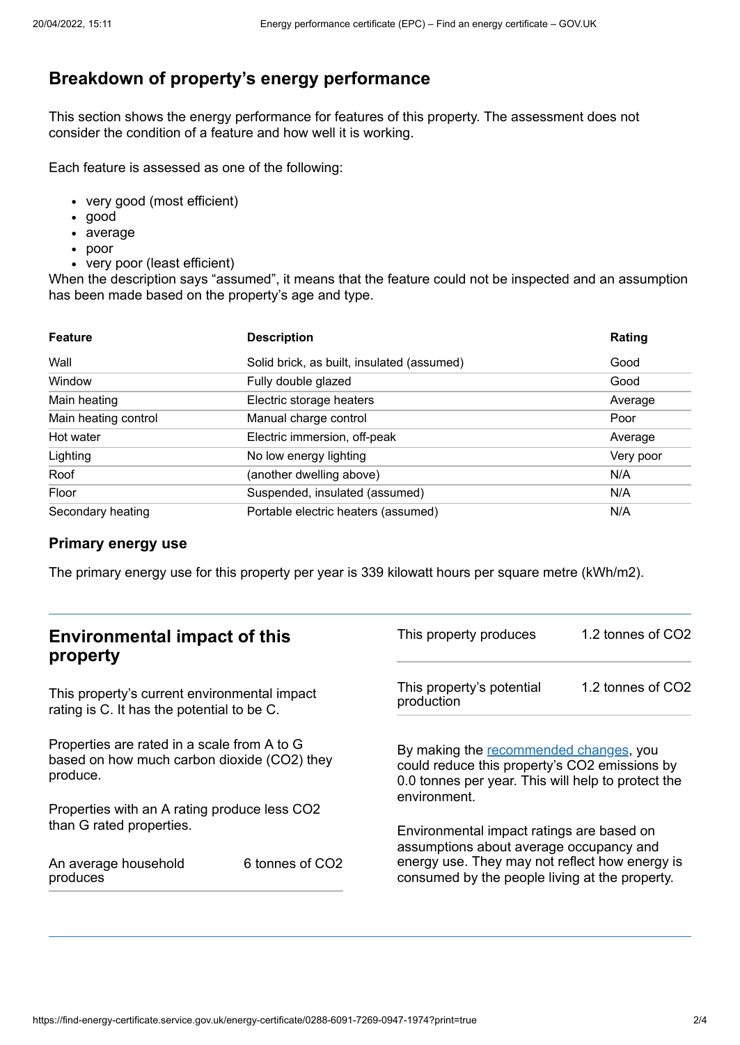## Breakdown of property's energy performance

This section shows the energy performance for features of this property. The assessment does not consider the condition of a feature and how well it is working.

Each feature is assessed as one of the following:

- very good (most efficient)
- good
- average
- poor
- very poor (least efficient)

When the description says "assumed", it means that the feature could not be inspected and an assumption has been made based on the property's age and type.

| Feature | Description | Rating |
|---|---|---|
| Wall | Solid brick, as built, insulated (assumed) | Good |
| Window | Fully double glazed | Good |
| Main heating | Electric storage heaters | Average |
| Main heating control | Manual charge control | Poor |
| Hot water | Electric immersion, off-peak | Average |
| Lighting | No low energy lighting | Very poor |
| Roof | (another dwelling above) | N/A |
| Floor | Suspended, insulated (assumed) | N/A |
| Secondary heating | Portable electric heaters (assumed) | N/A |

### Primary energy use

The primary energy use for this property per year is 339 kilowatt hours per square metre (kWh/m2).

## Environmental impact of this property

This property's current environmental impact rating is C. It has the potential to be C.

Properties are rated in a scale from A to G based on how much carbon dioxide ($CO_2$) they produce.

Properties with an A rating produce less $CO_2$ than G rated properties.

| | |
|---|---|
| An average household produces | 6 tonnes of $CO_2$ |
| This property produces | 1.2 tonnes of $CO_2$ |
| This property's potential production | 1.2 tonnes of $CO_2$ |

By making the recommended changes, you could reduce this property's $CO_2$ emissions by 0.0 tonnes per year. This will help to protect the environment.

Environmental impact ratings are based on assumptions about average occupancy and energy use. They may not reflect how energy is consumed by the people living at the property.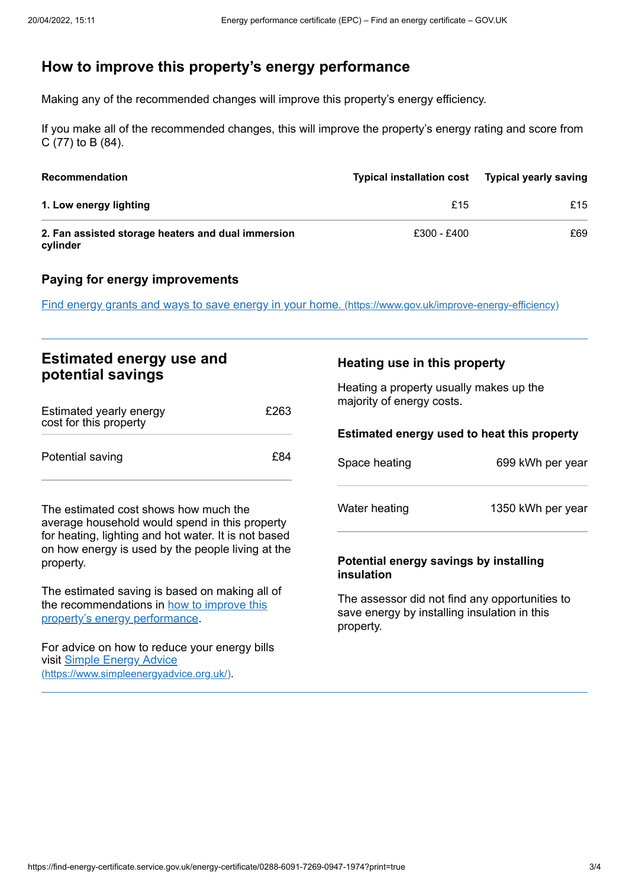## How to improve this property's energy performance

Making any of the recommended changes will improve this property's energy efficiency.

If you make all of the recommended changes, this will improve the property's energy rating and score from C (77) to B (84).

| Recommendation | Typical installation cost | Typical yearly saving |
| --- | --- | --- |
| **1. Low energy lighting** | £15 | £15 |
| **2. Fan assisted storage heaters and dual immersion cylinder** | £300 - £400 | £69 |

### Paying for energy improvements

[Find energy grants and ways to save energy in your home. (https://www.gov.uk/improve-energy-efficiency)](https://www.gov.uk/improve-energy-efficiency)

## Estimated energy use and potential savings

| | |
| --- | --- |
| Estimated yearly energy cost for this property | £263 |
| Potential saving | £84 |

The estimated cost shows how much the average household would spend in this property for heating, lighting and hot water. It is not based on how energy is used by the people living at the property.

The estimated saving is based on making all of the recommendations in how to improve this property's energy performance.

For advice on how to reduce your energy bills visit [Simple Energy Advice (https://www.simpleenergyadvice.org.uk/)](https://www.simpleenergyadvice.org.uk/).

### Heating use in this property

Heating a property usually makes up the majority of energy costs.

#### Estimated energy used to heat this property

| | |
| --- | --- |
| Space heating | 699 kWh per year |
| Water heating | 1350 kWh per year |

#### Potential energy savings by installing insulation

The assessor did not find any opportunities to save energy by installing insulation in this property.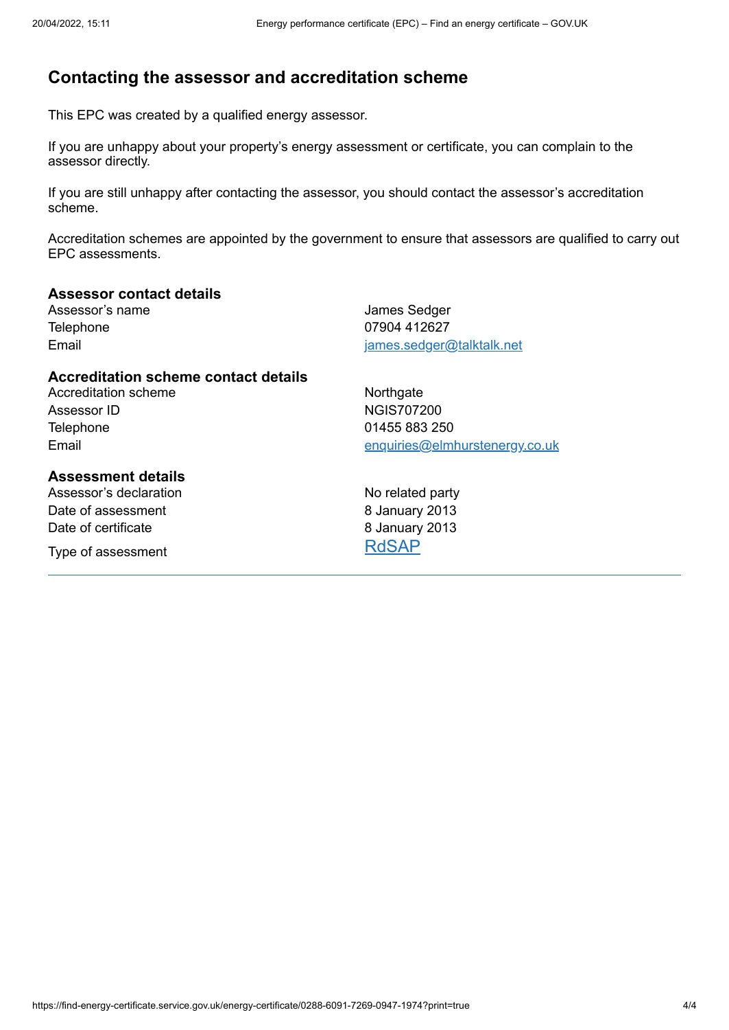## Contacting the assessor and accreditation scheme

This EPC was created by a qualified energy assessor.

If you are unhappy about your property's energy assessment or certificate, you can complain to the assessor directly.

If you are still unhappy after contacting the assessor, you should contact the assessor's accreditation scheme.

Accreditation schemes are appointed by the government to ensure that assessors are qualified to carry out EPC assessments.

### Assessor contact details

| | |
|---|---|
| Assessor's name | James Sedger |
| Telephone | 07904 412627 |
| Email | james.sedger@talktalk.net |

### Accreditation scheme contact details

| | |
|---|---|
| Accreditation scheme | Northgate |
| Assessor ID | NGIS707200 |
| Telephone | 01455 883 250 |
| Email | enquiries@elmhurstenergy.co.uk |

### Assessment details

| | |
|---|---|
| Assessor's declaration | No related party |
| Date of assessment | 8 January 2013 |
| Date of certificate | 8 January 2013 |
| Type of assessment | RdSAP |